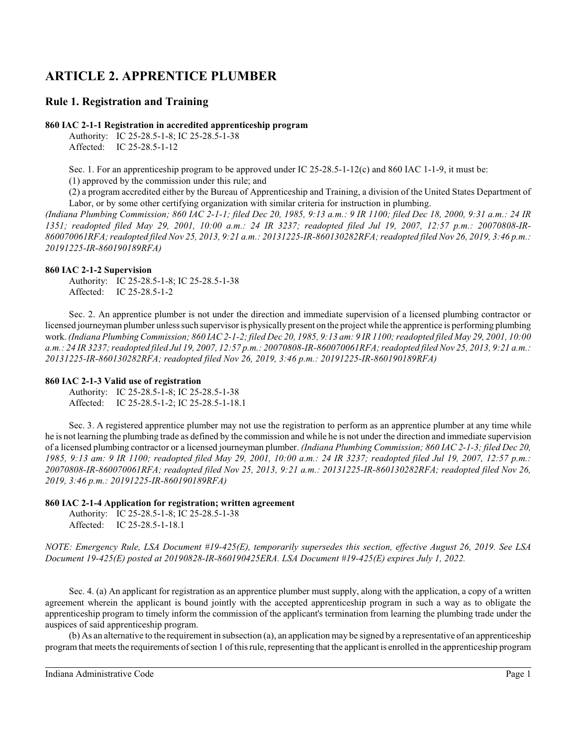# ARTICLE 2. APPRENTICE PLUMBER

## Rule 1. Registration and Training

**860 IAC 2-1-1 Registration in accredited apprenticeship program**

Authority: IC 25-28.5-1-8; IC 25-28.5-1-38
Affected: IC 25-28.5-1-12

Sec. 1. For an apprenticeship program to be approved under IC 25-28.5-1-12(c) and 860 IAC 1-1-9, it must be:

(1) approved by the commission under this rule; and

(2) a program accredited either by the Bureau of Apprenticeship and Training, a division of the United States Department of Labor, or by some other certifying organization with similar criteria for instruction in plumbing.

*(Indiana Plumbing Commission; 860 IAC 2-1-1; filed Dec 20, 1985, 9:13 a.m.: 9 IR 1100; filed Dec 18, 2000, 9:31 a.m.: 24 IR 1351; readopted filed May 29, 2001, 10:00 a.m.: 24 IR 3237; readopted filed Jul 19, 2007, 12:57 p.m.: 20070808-IR-860070061RFA; readopted filed Nov 25, 2013, 9:21 a.m.: 20131225-IR-860130282RFA; readopted filed Nov 26, 2019, 3:46 p.m.: 20191225-IR-860190189RFA)*

**860 IAC 2-1-2 Supervision**

Authority: IC 25-28.5-1-8; IC 25-28.5-1-38
Affected: IC 25-28.5-1-2

Sec. 2. An apprentice plumber is not under the direction and immediate supervision of a licensed plumbing contractor or licensed journeyman plumber unless such supervisor is physically present on the project while the apprentice is performing plumbing work. *(Indiana Plumbing Commission; 860 IAC 2-1-2; filed Dec 20, 1985, 9:13 am: 9 IR 1100; readopted filed May 29, 2001, 10:00 a.m.: 24 IR 3237; readopted filed Jul 19, 2007, 12:57 p.m.: 20070808-IR-860070061RFA; readopted filed Nov 25, 2013, 9:21 a.m.: 20131225-IR-860130282RFA; readopted filed Nov 26, 2019, 3:46 p.m.: 20191225-IR-860190189RFA)*

**860 IAC 2-1-3 Valid use of registration**

Authority: IC 25-28.5-1-8; IC 25-28.5-1-38
Affected: IC 25-28.5-1-2; IC 25-28.5-1-18.1

Sec. 3. A registered apprentice plumber may not use the registration to perform as an apprentice plumber at any time while he is not learning the plumbing trade as defined by the commission and while he is not under the direction and immediate supervision of a licensed plumbing contractor or a licensed journeyman plumber. *(Indiana Plumbing Commission; 860 IAC 2-1-3; filed Dec 20, 1985, 9:13 am: 9 IR 1100; readopted filed May 29, 2001, 10:00 a.m.: 24 IR 3237; readopted filed Jul 19, 2007, 12:57 p.m.: 20070808-IR-860070061RFA; readopted filed Nov 25, 2013, 9:21 a.m.: 20131225-IR-860130282RFA; readopted filed Nov 26, 2019, 3:46 p.m.: 20191225-IR-860190189RFA)*

**860 IAC 2-1-4 Application for registration; written agreement**

Authority: IC 25-28.5-1-8; IC 25-28.5-1-38
Affected: IC 25-28.5-1-18.1

*NOTE: Emergency Rule, LSA Document #19-425(E), temporarily supersedes this section, effective August 26, 2019. See LSA Document 19-425(E) posted at 20190828-IR-860190425ERA. LSA Document #19-425(E) expires July 1, 2022.*

Sec. 4. (a) An applicant for registration as an apprentice plumber must supply, along with the application, a copy of a written agreement wherein the applicant is bound jointly with the accepted apprenticeship program in such a way as to obligate the apprenticeship program to timely inform the commission of the applicant's termination from learning the plumbing trade under the auspices of said apprenticeship program.

(b) As an alternative to the requirement in subsection (a), an application may be signed by a representative of an apprenticeship program that meets the requirements of section 1 of this rule, representing that the applicant is enrolled in the apprenticeship program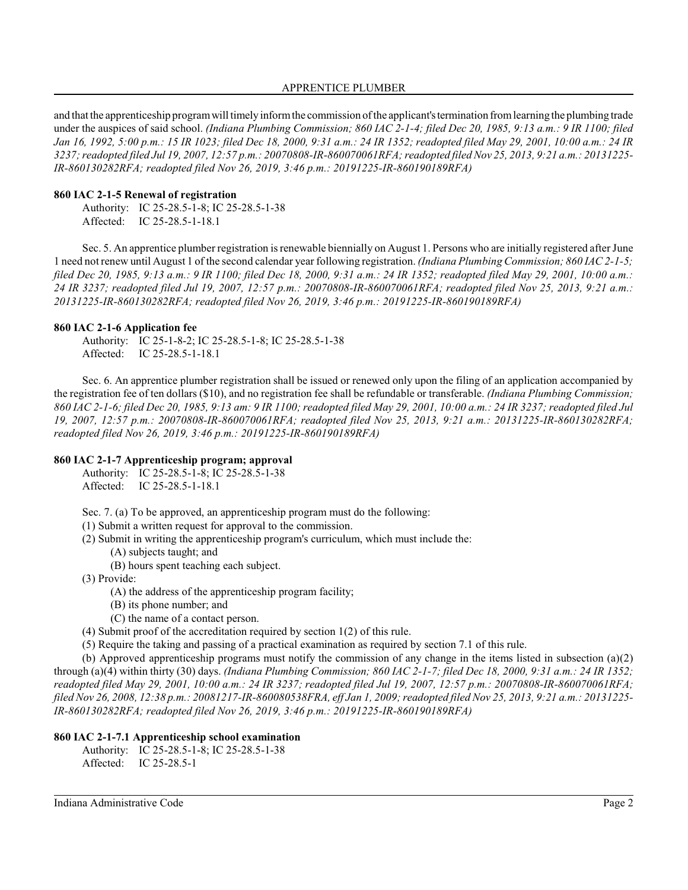and that the apprenticeship program will timely inform the commission of the applicant's termination from learning the plumbing trade under the auspices of said school. *(Indiana Plumbing Commission; 860 IAC 2-1-4; filed Dec 20, 1985, 9:13 a.m.: 9 IR 1100; filed Jan 16, 1992, 5:00 p.m.: 15 IR 1023; filed Dec 18, 2000, 9:31 a.m.: 24 IR 1352; readopted filed May 29, 2001, 10:00 a.m.: 24 IR 3237; readopted filed Jul 19, 2007, 12:57 p.m.: 20070808-IR-860070061RFA; readopted filed Nov 25, 2013, 9:21 a.m.: 20131225-IR-860130282RFA; readopted filed Nov 26, 2019, 3:46 p.m.: 20191225-IR-860190189RFA)*

**860 IAC 2-1-5 Renewal of registration**

Authority: IC 25-28.5-1-8; IC 25-28.5-1-38
Affected: IC 25-28.5-1-18.1

Sec. 5. An apprentice plumber registration is renewable biennially on August 1. Persons who are initially registered after June 1 need not renew until August 1 of the second calendar year following registration. *(Indiana Plumbing Commission; 860 IAC 2-1-5; filed Dec 20, 1985, 9:13 a.m.: 9 IR 1100; filed Dec 18, 2000, 9:31 a.m.: 24 IR 1352; readopted filed May 29, 2001, 10:00 a.m.: 24 IR 3237; readopted filed Jul 19, 2007, 12:57 p.m.: 20070808-IR-860070061RFA; readopted filed Nov 25, 2013, 9:21 a.m.: 20131225-IR-860130282RFA; readopted filed Nov 26, 2019, 3:46 p.m.: 20191225-IR-860190189RFA)*

**860 IAC 2-1-6 Application fee**

Authority: IC 25-1-8-2; IC 25-28.5-1-8; IC 25-28.5-1-38
Affected: IC 25-28.5-1-18.1

Sec. 6. An apprentice plumber registration shall be issued or renewed only upon the filing of an application accompanied by the registration fee of ten dollars ($10), and no registration fee shall be refundable or transferable. *(Indiana Plumbing Commission; 860 IAC 2-1-6; filed Dec 20, 1985, 9:13 am: 9 IR 1100; readopted filed May 29, 2001, 10:00 a.m.: 24 IR 3237; readopted filed Jul 19, 2007, 12:57 p.m.: 20070808-IR-860070061RFA; readopted filed Nov 25, 2013, 9:21 a.m.: 20131225-IR-860130282RFA; readopted filed Nov 26, 2019, 3:46 p.m.: 20191225-IR-860190189RFA)*

**860 IAC 2-1-7 Apprenticeship program; approval**

Authority: IC 25-28.5-1-8; IC 25-28.5-1-38
Affected: IC 25-28.5-1-18.1

Sec. 7. (a) To be approved, an apprenticeship program must do the following:

(1) Submit a written request for approval to the commission.

(2) Submit in writing the apprenticeship program's curriculum, which must include the:

(A) subjects taught; and

(B) hours spent teaching each subject.

(3) Provide:

(A) the address of the apprenticeship program facility;

(B) its phone number; and

(C) the name of a contact person.

(4) Submit proof of the accreditation required by section 1(2) of this rule.

(5) Require the taking and passing of a practical examination as required by section 7.1 of this rule.

(b) Approved apprenticeship programs must notify the commission of any change in the items listed in subsection (a)(2) through (a)(4) within thirty (30) days. *(Indiana Plumbing Commission; 860 IAC 2-1-7; filed Dec 18, 2000, 9:31 a.m.: 24 IR 1352; readopted filed May 29, 2001, 10:00 a.m.: 24 IR 3237; readopted filed Jul 19, 2007, 12:57 p.m.: 20070808-IR-860070061RFA; filed Nov 26, 2008, 12:38 p.m.: 20081217-IR-860080538FRA, eff Jan 1, 2009; readopted filed Nov 25, 2013, 9:21 a.m.: 20131225-IR-860130282RFA; readopted filed Nov 26, 2019, 3:46 p.m.: 20191225-IR-860190189RFA)*

**860 IAC 2-1-7.1 Apprenticeship school examination**

Authority: IC 25-28.5-1-8; IC 25-28.5-1-38
Affected: IC 25-28.5-1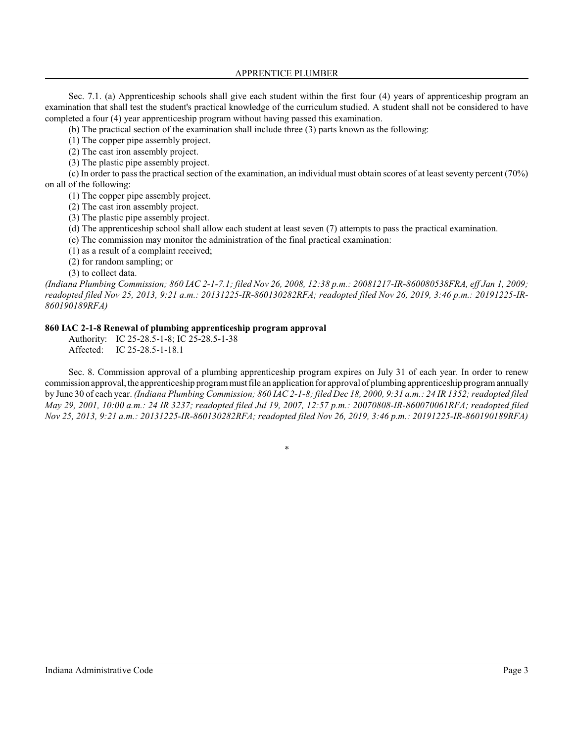Sec. 7.1. (a) Apprenticeship schools shall give each student within the first four (4) years of apprenticeship program an examination that shall test the student's practical knowledge of the curriculum studied. A student shall not be considered to have completed a four (4) year apprenticeship program without having passed this examination.

(b) The practical section of the examination shall include three (3) parts known as the following:

(1) The copper pipe assembly project.

(2) The cast iron assembly project.

(3) The plastic pipe assembly project.

(c) In order to pass the practical section of the examination, an individual must obtain scores of at least seventy percent (70%) on all of the following:

(1) The copper pipe assembly project.

(2) The cast iron assembly project.

(3) The plastic pipe assembly project.

(d) The apprenticeship school shall allow each student at least seven (7) attempts to pass the practical examination.

(e) The commission may monitor the administration of the final practical examination:

(1) as a result of a complaint received;

(2) for random sampling; or

(3) to collect data.

*(Indiana Plumbing Commission; 860 IAC 2-1-7.1; filed Nov 26, 2008, 12:38 p.m.: 20081217-IR-860080538FRA, eff Jan 1, 2009; readopted filed Nov 25, 2013, 9:21 a.m.: 20131225-IR-860130282RFA; readopted filed Nov 26, 2019, 3:46 p.m.: 20191225-IR-860190189RFA)*

**860 IAC 2-1-8 Renewal of plumbing apprenticeship program approval**

Authority: IC 25-28.5-1-8; IC 25-28.5-1-38
Affected: IC 25-28.5-1-18.1

Sec. 8. Commission approval of a plumbing apprenticeship program expires on July 31 of each year. In order to renew commission approval, the apprenticeship program must file an application for approval of plumbing apprenticeship program annually by June 30 of each year. *(Indiana Plumbing Commission; 860 IAC 2-1-8; filed Dec 18, 2000, 9:31 a.m.: 24 IR 1352; readopted filed May 29, 2001, 10:00 a.m.: 24 IR 3237; readopted filed Jul 19, 2007, 12:57 p.m.: 20070808-IR-860070061RFA; readopted filed Nov 25, 2013, 9:21 a.m.: 20131225-IR-860130282RFA; readopted filed Nov 26, 2019, 3:46 p.m.: 20191225-IR-860190189RFA)*

*